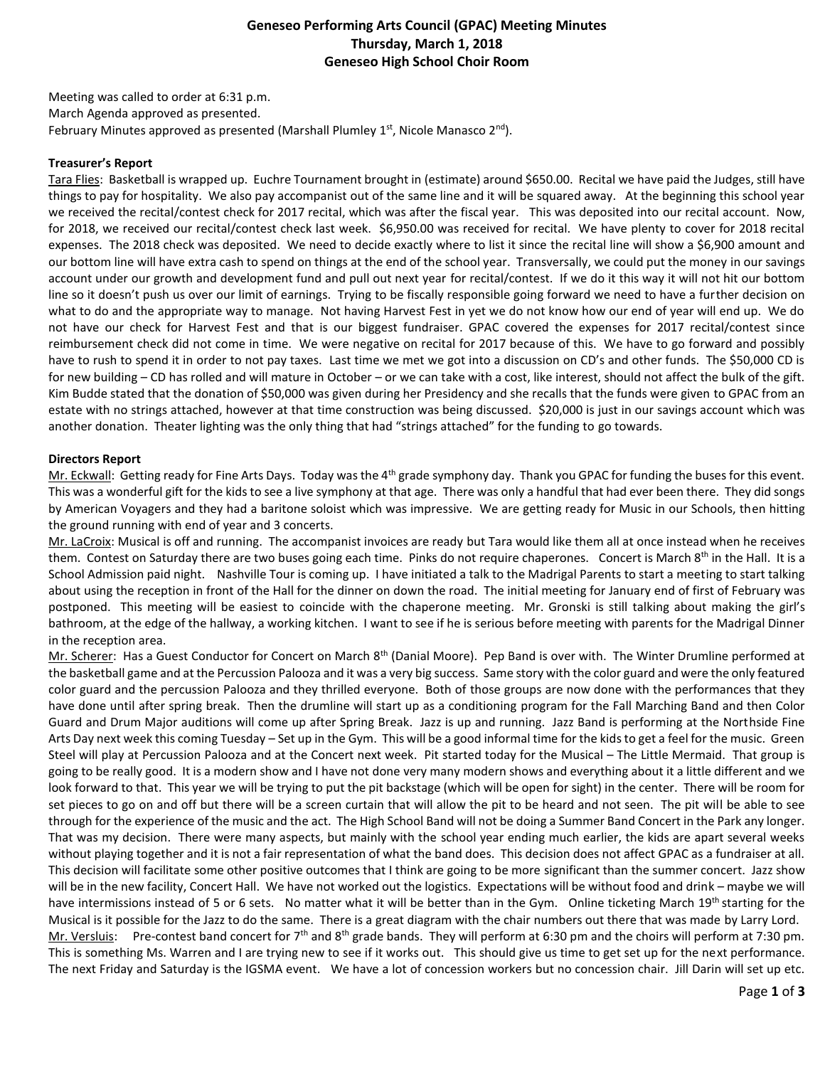# Geneseo Performing Arts Council (GPAC) Meeting Minutes
## Thursday, March 1, 2018
## Geneseo High School Choir Room

Meeting was called to order at 6:31 p.m.
March Agenda approved as presented.
February Minutes approved as presented (Marshall Plumley 1st, Nicole Manasco 2nd).

**Treasurer's Report**

Tara Flies: Basketball is wrapped up. Euchre Tournament brought in (estimate) around $650.00. Recital we have paid the Judges, still have things to pay for hospitality. We also pay accompanist out of the same line and it will be squared away. At the beginning this school year we received the recital/contest check for 2017 recital, which was after the fiscal year. This was deposited into our recital account. Now, for 2018, we received our recital/contest check last week. $6,950.00 was received for recital. We have plenty to cover for 2018 recital expenses. The 2018 check was deposited. We need to decide exactly where to list it since the recital line will show a $6,900 amount and our bottom line will have extra cash to spend on things at the end of the school year. Transversally, we could put the money in our savings account under our growth and development fund and pull out next year for recital/contest. If we do it this way it will not hit our bottom line so it doesn't push us over our limit of earnings. Trying to be fiscally responsible going forward we need to have a further decision on what to do and the appropriate way to manage. Not having Harvest Fest in yet we do not know how our end of year will end up. We do not have our check for Harvest Fest and that is our biggest fundraiser. GPAC covered the expenses for 2017 recital/contest since reimbursement check did not come in time. We were negative on recital for 2017 because of this. We have to go forward and possibly have to rush to spend it in order to not pay taxes. Last time we met we got into a discussion on CD's and other funds. The $50,000 CD is for new building – CD has rolled and will mature in October – or we can take with a cost, like interest, should not affect the bulk of the gift. Kim Budde stated that the donation of $50,000 was given during her Presidency and she recalls that the funds were given to GPAC from an estate with no strings attached, however at that time construction was being discussed. $20,000 is just in our savings account which was another donation. Theater lighting was the only thing that had "strings attached" for the funding to go towards.

**Directors Report**

Mr. Eckwall: Getting ready for Fine Arts Days. Today was the 4th grade symphony day. Thank you GPAC for funding the buses for this event. This was a wonderful gift for the kids to see a live symphony at that age. There was only a handful that had ever been there. They did songs by American Voyagers and they had a baritone soloist which was impressive. We are getting ready for Music in our Schools, then hitting the ground running with end of year and 3 concerts.

Mr. LaCroix: Musical is off and running. The accompanist invoices are ready but Tara would like them all at once instead when he receives them. Contest on Saturday there are two buses going each time. Pinks do not require chaperones. Concert is March 8th in the Hall. It is a School Admission paid night. Nashville Tour is coming up. I have initiated a talk to the Madrigal Parents to start a meeting to start talking about using the reception in front of the Hall for the dinner on down the road. The initial meeting for January end of first of February was postponed. This meeting will be easiest to coincide with the chaperone meeting. Mr. Gronski is still talking about making the girl's bathroom, at the edge of the hallway, a working kitchen. I want to see if he is serious before meeting with parents for the Madrigal Dinner in the reception area.

Mr. Scherer: Has a Guest Conductor for Concert on March 8th (Danial Moore). Pep Band is over with. The Winter Drumline performed at the basketball game and at the Percussion Palooza and it was a very big success. Same story with the color guard and were the only featured color guard and the percussion Palooza and they thrilled everyone. Both of those groups are now done with the performances that they have done until after spring break. Then the drumline will start up as a conditioning program for the Fall Marching Band and then Color Guard and Drum Major auditions will come up after Spring Break. Jazz is up and running. Jazz Band is performing at the Northside Fine Arts Day next week this coming Tuesday – Set up in the Gym. This will be a good informal time for the kids to get a feel for the music. Green Steel will play at Percussion Palooza and at the Concert next week. Pit started today for the Musical – The Little Mermaid. That group is going to be really good. It is a modern show and I have not done very many modern shows and everything about it a little different and we look forward to that. This year we will be trying to put the pit backstage (which will be open for sight) in the center. There will be room for set pieces to go on and off but there will be a screen curtain that will allow the pit to be heard and not seen. The pit will be able to see through for the experience of the music and the act. The High School Band will not be doing a Summer Band Concert in the Park any longer. That was my decision. There were many aspects, but mainly with the school year ending much earlier, the kids are apart several weeks without playing together and it is not a fair representation of what the band does. This decision does not affect GPAC as a fundraiser at all. This decision will facilitate some other positive outcomes that I think are going to be more significant than the summer concert. Jazz show will be in the new facility, Concert Hall. We have not worked out the logistics. Expectations will be without food and drink – maybe we will have intermissions instead of 5 or 6 sets. No matter what it will be better than in the Gym. Online ticketing March 19th starting for the Musical is it possible for the Jazz to do the same. There is a great diagram with the chair numbers out there that was made by Larry Lord.

Mr. Versluis: Pre-contest band concert for 7th and 8th grade bands. They will perform at 6:30 pm and the choirs will perform at 7:30 pm. This is something Ms. Warren and I are trying new to see if it works out. This should give us time to get set up for the next performance. The next Friday and Saturday is the IGSMA event. We have a lot of concession workers but no concession chair. Jill Darin will set up etc.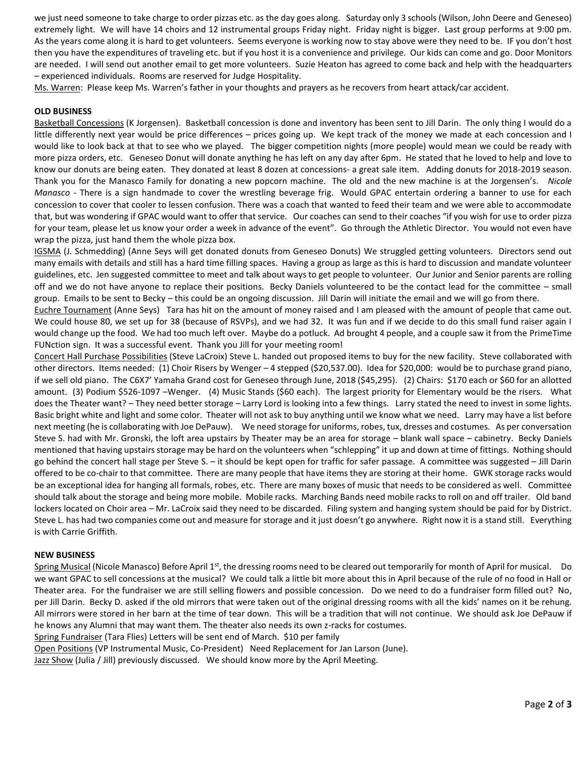we just need someone to take charge to order pizzas etc. as the day goes along. Saturday only 3 schools (Wilson, John Deere and Geneseo) extremely light. We will have 14 choirs and 12 instrumental groups Friday night. Friday night is bigger. Last group performs at 9:00 pm. As the years come along it is hard to get volunteers. Seems everyone is working now to stay above were they need to be. IF you don't host then you have the expenditures of traveling etc. but if you host it is a convenience and privilege. Our kids can come and go. Door Monitors are needed. I will send out another email to get more volunteers. Suzie Heaton has agreed to come back and help with the headquarters – experienced individuals. Rooms are reserved for Judge Hospitality.

Ms. Warren: Please keep Ms. Warren's father in your thoughts and prayers as he recovers from heart attack/car accident.

**OLD BUSINESS**

Basketball Concessions (K Jorgensen). Basketball concession is done and inventory has been sent to Jill Darin. The only thing I would do a little differently next year would be price differences – prices going up. We kept track of the money we made at each concession and I would like to look back at that to see who we played. The bigger competition nights (more people) would mean we could be ready with more pizza orders, etc. Geneseo Donut will donate anything he has left on any day after 6pm. He stated that he loved to help and love to know our donuts are being eaten. They donated at least 8 dozen at concessions- a great sale item. Adding donuts for 2018-2019 season. Thank you for the Manasco Family for donating a new popcorn machine. The old and the new machine is at the Jorgensen's. *Nicole Manasco* - There is a sign handmade to cover the wrestling beverage frig. Would GPAC entertain ordering a banner to use for each concession to cover that cooler to lessen confusion. There was a coach that wanted to feed their team and we were able to accommodate that, but was wondering if GPAC would want to offer that service. Our coaches can send to their coaches "if you wish for use to order pizza for your team, please let us know your order a week in advance of the event". Go through the Athletic Director. You would not even have wrap the pizza, just hand them the whole pizza box.

IGSMA (J. Schmedding) (Anne Seys will get donated donuts from Geneseo Donuts) We struggled getting volunteers. Directors send out many emails with details and still has a hard time filling spaces. Having a group as large as this is hard to discussion and mandate volunteer guidelines, etc. Jen suggested committee to meet and talk about ways to get people to volunteer. Our Junior and Senior parents are rolling off and we do not have anyone to replace their positions. Becky Daniels volunteered to be the contact lead for the committee – small group. Emails to be sent to Becky – this could be an ongoing discussion. Jill Darin will initiate the email and we will go from there.

Euchre Tournament (Anne Seys) Tara has hit on the amount of money raised and I am pleased with the amount of people that came out. We could house 80, we set up for 38 (because of RSVPs), and we had 32. It was fun and if we decide to do this small fund raiser again I would change up the food. We had too much left over. Maybe do a potluck. Ad brought 4 people, and a couple saw it from the PrimeTime FUNction sign. It was a successful event. Thank you Jill for your meeting room!

Concert Hall Purchase Possibilities (Steve LaCroix) Steve L. handed out proposed items to buy for the new facility. Steve collaborated with other directors. Items needed: (1) Choir Risers by Wenger – 4 stepped ($20,537.00). Idea for $20,000: would be to purchase grand piano, if we sell old piano. The C6X7' Yamaha Grand cost for Geneseo through June, 2018 ($45,295). (2) Chairs: $170 each or $60 for an allotted amount. (3) Podium $526-1097 –Wenger. (4) Music Stands ($60 each). The largest priority for Elementary would be the risers. What does the Theater want? – They need better storage – Larry Lord is looking into a few things. Larry stated the need to invest in some lights. Basic bright white and light and some color. Theater will not ask to buy anything until we know what we need. Larry may have a list before next meeting (he is collaborating with Joe DePauw). We need storage for uniforms, robes, tux, dresses and costumes. As per conversation Steve S. had with Mr. Gronski, the loft area upstairs by Theater may be an area for storage – blank wall space – cabinetry. Becky Daniels mentioned that having upstairs storage may be hard on the volunteers when "schlepping" it up and down at time of fittings. Nothing should go behind the concert hall stage per Steve S. – it should be kept open for traffic for safer passage. A committee was suggested – Jill Darin offered to be co-chair to that committee. There are many people that have items they are storing at their home. GWK storage racks would be an exceptional idea for hanging all formals, robes, etc. There are many boxes of music that needs to be considered as well. Committee should talk about the storage and being more mobile. Mobile racks. Marching Bands need mobile racks to roll on and off trailer. Old band lockers located on Choir area – Mr. LaCroix said they need to be discarded. Filing system and hanging system should be paid for by District. Steve L. has had two companies come out and measure for storage and it just doesn't go anywhere. Right now it is a stand still. Everything is with Carrie Griffith.

**NEW BUSINESS**

Spring Musical (Nicole Manasco) Before April 1st, the dressing rooms need to be cleared out temporarily for month of April for musical. Do we want GPAC to sell concessions at the musical? We could talk a little bit more about this in April because of the rule of no food in Hall or Theater area. For the fundraiser we are still selling flowers and possible concession. Do we need to do a fundraiser form filled out? No, per Jill Darin. Becky D. asked if the old mirrors that were taken out of the original dressing rooms with all the kids' names on it be rehung. All mirrors were stored in her barn at the time of tear down. This will be a tradition that will not continue. We should ask Joe DePauw if he knows any Alumni that may want them. The theater also needs its own z-racks for costumes.

Spring Fundraiser (Tara Flies) Letters will be sent end of March. $10 per family

Open Positions (VP Instrumental Music, Co-President) Need Replacement for Jan Larson (June).

Jazz Show (Julia / Jill) previously discussed. We should know more by the April Meeting.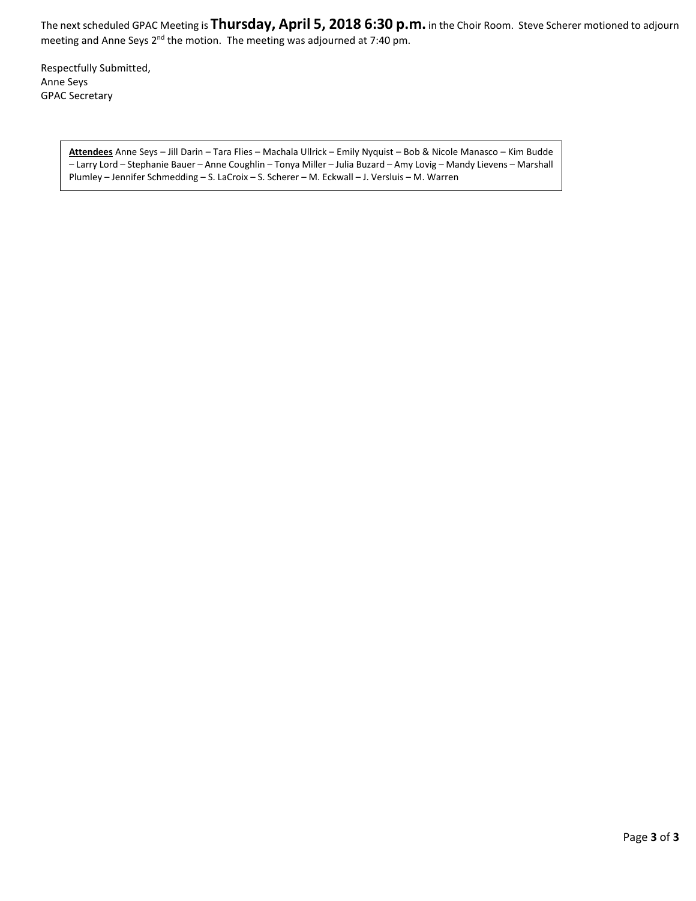The next scheduled GPAC Meeting is **Thursday, April 5, 2018 6:30 p.m.** in the Choir Room. Steve Scherer motioned to adjourn meeting and Anne Seys 2nd the motion. The meeting was adjourned at 7:40 pm.

Respectfully Submitted,
Anne Seys
GPAC Secretary

**Attendees** Anne Seys – Jill Darin – Tara Flies – Machala Ullrick – Emily Nyquist – Bob & Nicole Manasco – Kim Budde – Larry Lord – Stephanie Bauer – Anne Coughlin – Tonya Miller – Julia Buzard – Amy Lovig – Mandy Lievens – Marshall Plumley – Jennifer Schmedding – S. LaCroix – S. Scherer – M. Eckwall – J. Versluis – M. Warren